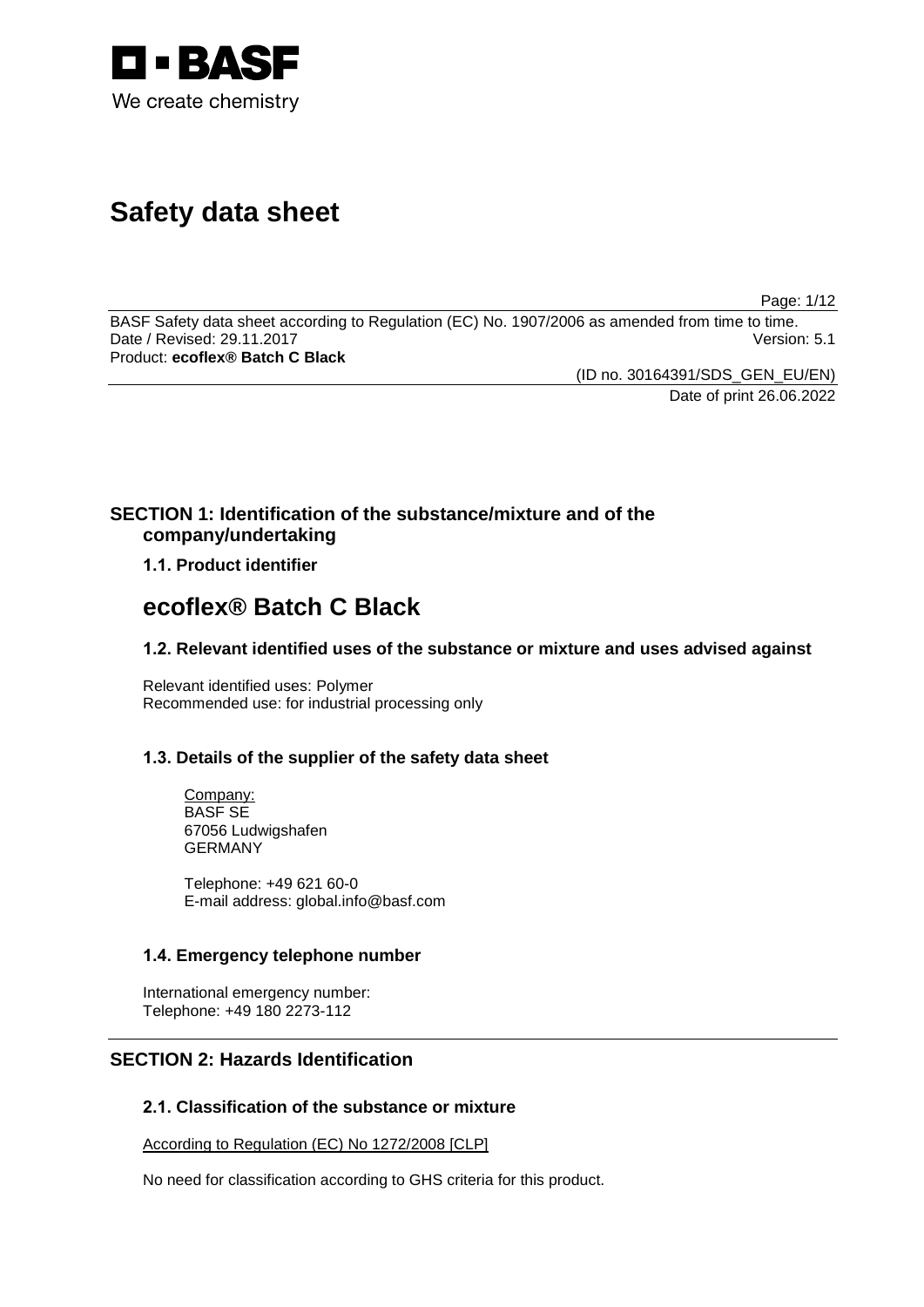# Safety data sheet

BASF Safety data sheet according to Regulation (EC) No. 1907/2006 as amended from time to time.
Date / Revised: 29.11.2017 Version: 5.1
Product: **ecoflex® Batch C Black**

(ID no. 30164391/SDS_GEN_EU/EN)
Date of print 26.06.2022

## SECTION 1: Identification of the substance/mixture and of the company/undertaking

### 1.1. Product identifier

# ecoflex® Batch C Black

### 1.2. Relevant identified uses of the substance or mixture and uses advised against

Relevant identified uses: Polymer
Recommended use: for industrial processing only

### 1.3. Details of the supplier of the safety data sheet

Company:
BASF SE
67056 Ludwigshafen
GERMANY

Telephone: +49 621 60-0
E-mail address: global.info@basf.com

### 1.4. Emergency telephone number

International emergency number:
Telephone: +49 180 2273-112

## SECTION 2: Hazards Identification

### 2.1. Classification of the substance or mixture

According to Regulation (EC) No 1272/2008 [CLP]

No need for classification according to GHS criteria for this product.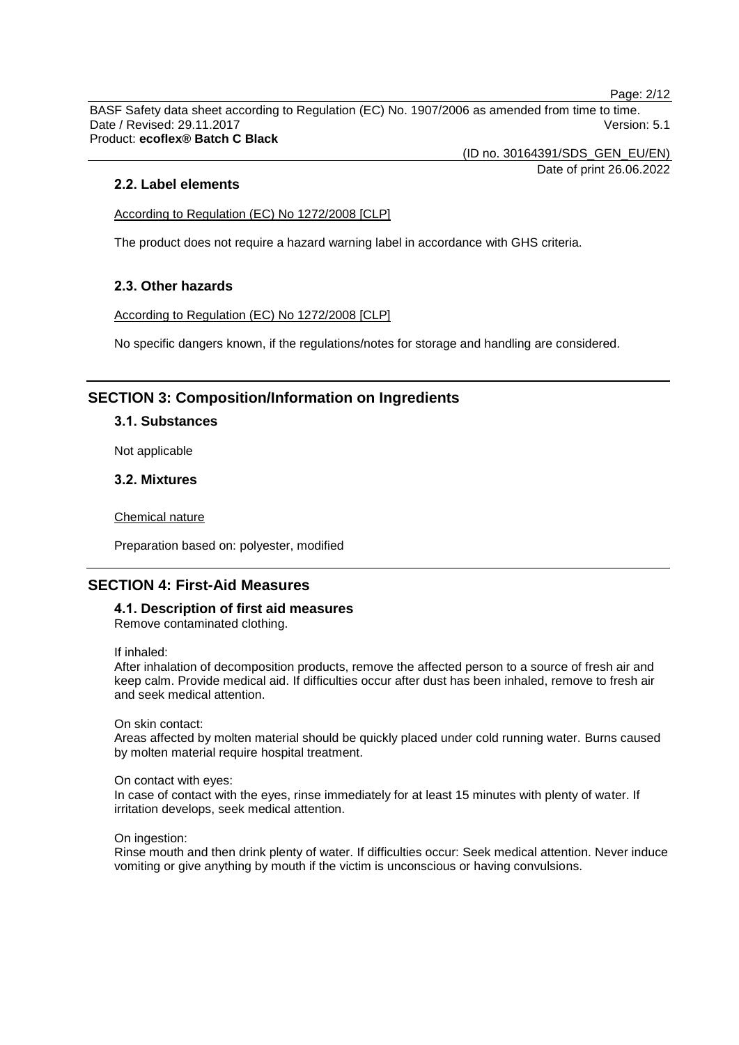### 2.2. Label elements

According to Regulation (EC) No 1272/2008 [CLP]

The product does not require a hazard warning label in accordance with GHS criteria.

### 2.3. Other hazards

According to Regulation (EC) No 1272/2008 [CLP]

No specific dangers known, if the regulations/notes for storage and handling are considered.

## SECTION 3: Composition/Information on Ingredients

### 3.1. Substances

Not applicable

### 3.2. Mixtures

Chemical nature

Preparation based on: polyester, modified

## SECTION 4: First-Aid Measures

### 4.1. Description of first aid measures

Remove contaminated clothing.

If inhaled:
After inhalation of decomposition products, remove the affected person to a source of fresh air and keep calm. Provide medical aid. If difficulties occur after dust has been inhaled, remove to fresh air and seek medical attention.

On skin contact:
Areas affected by molten material should be quickly placed under cold running water. Burns caused by molten material require hospital treatment.

On contact with eyes:
In case of contact with the eyes, rinse immediately for at least 15 minutes with plenty of water. If irritation develops, seek medical attention.

On ingestion:
Rinse mouth and then drink plenty of water. If difficulties occur: Seek medical attention. Never induce vomiting or give anything by mouth if the victim is unconscious or having convulsions.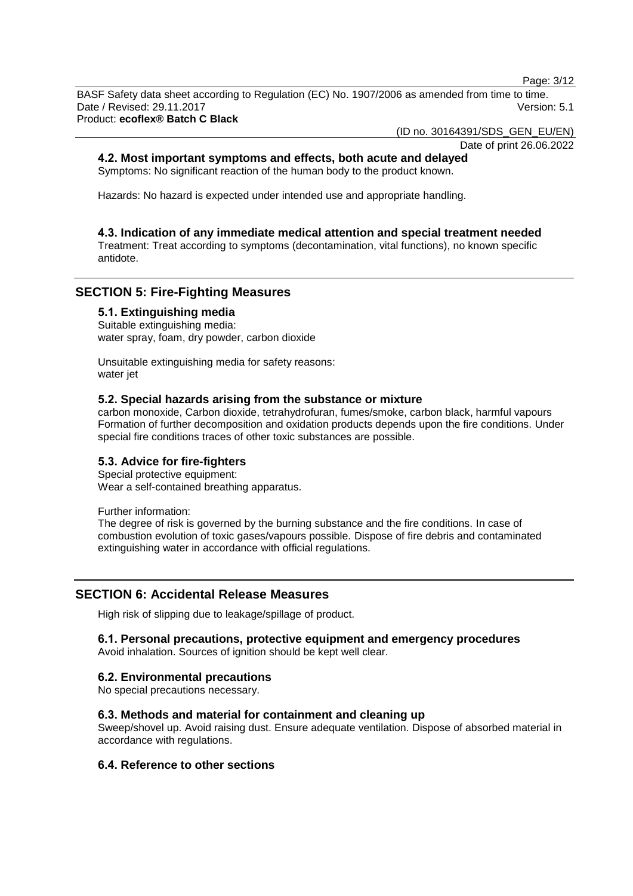### 4.2. Most important symptoms and effects, both acute and delayed

Symptoms: No significant reaction of the human body to the product known.

Hazards: No hazard is expected under intended use and appropriate handling.

### 4.3. Indication of any immediate medical attention and special treatment needed

Treatment: Treat according to symptoms (decontamination, vital functions), no known specific antidote.

## SECTION 5: Fire-Fighting Measures

### 5.1. Extinguishing media

Suitable extinguishing media:
water spray, foam, dry powder, carbon dioxide

Unsuitable extinguishing media for safety reasons:
water jet

### 5.2. Special hazards arising from the substance or mixture

carbon monoxide, Carbon dioxide, tetrahydrofuran, fumes/smoke, carbon black, harmful vapours
Formation of further decomposition and oxidation products depends upon the fire conditions. Under special fire conditions traces of other toxic substances are possible.

### 5.3. Advice for fire-fighters

Special protective equipment:
Wear a self-contained breathing apparatus.

Further information:
The degree of risk is governed by the burning substance and the fire conditions. In case of combustion evolution of toxic gases/vapours possible. Dispose of fire debris and contaminated extinguishing water in accordance with official regulations.

## SECTION 6: Accidental Release Measures

High risk of slipping due to leakage/spillage of product.

### 6.1. Personal precautions, protective equipment and emergency procedures

Avoid inhalation. Sources of ignition should be kept well clear.

### 6.2. Environmental precautions

No special precautions necessary.

### 6.3. Methods and material for containment and cleaning up

Sweep/shovel up. Avoid raising dust. Ensure adequate ventilation. Dispose of absorbed material in accordance with regulations.

### 6.4. Reference to other sections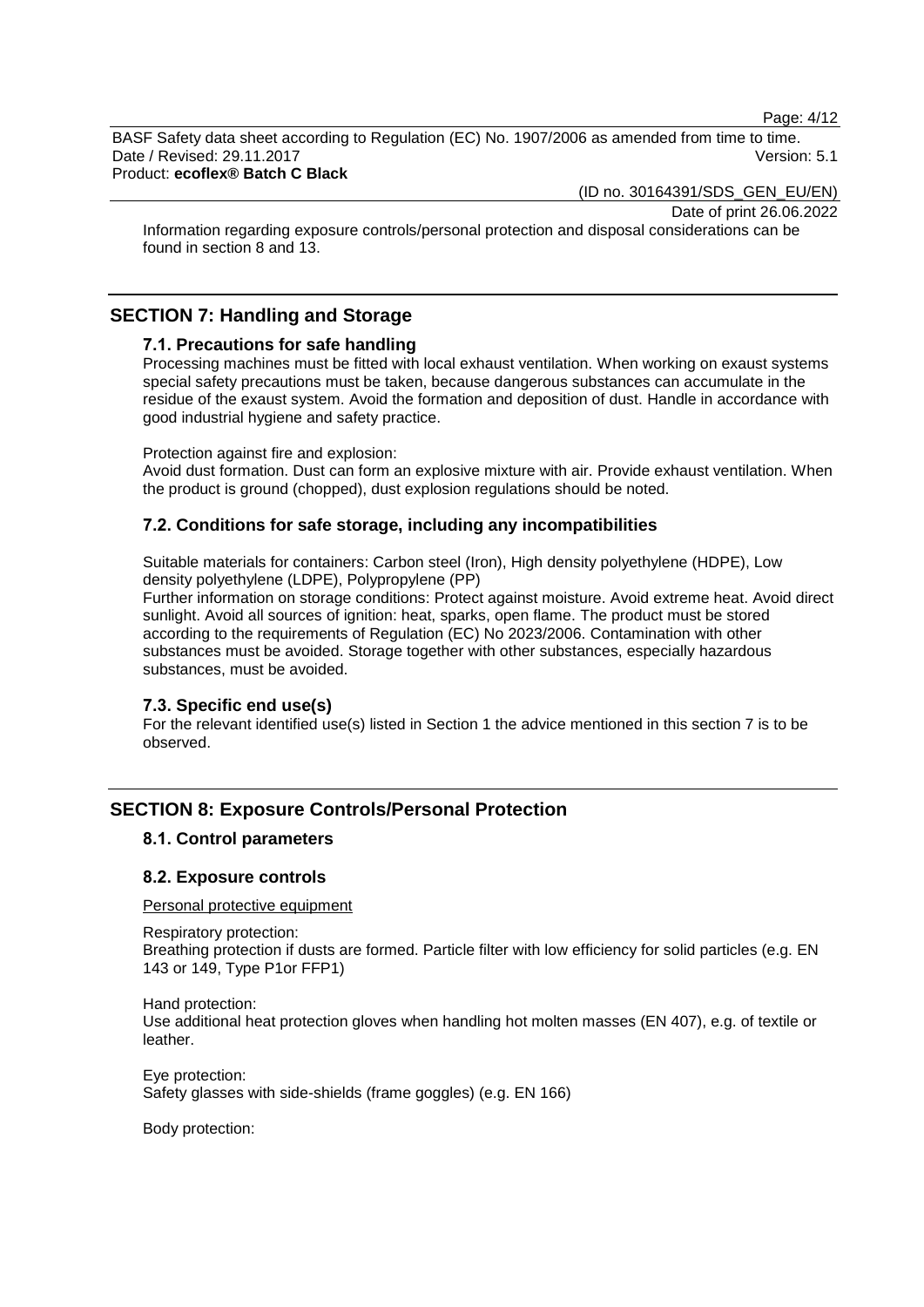Information regarding exposure controls/personal protection and disposal considerations can be found in section 8 and 13.

## SECTION 7: Handling and Storage

### 7.1. Precautions for safe handling

Processing machines must be fitted with local exhaust ventilation. When working on exaust systems special safety precautions must be taken, because dangerous substances can accumulate in the residue of the exaust system. Avoid the formation and deposition of dust. Handle in accordance with good industrial hygiene and safety practice.

Protection against fire and explosion:
Avoid dust formation. Dust can form an explosive mixture with air. Provide exhaust ventilation. When the product is ground (chopped), dust explosion regulations should be noted.

### 7.2. Conditions for safe storage, including any incompatibilities

Suitable materials for containers: Carbon steel (Iron), High density polyethylene (HDPE), Low density polyethylene (LDPE), Polypropylene (PP)
Further information on storage conditions: Protect against moisture. Avoid extreme heat. Avoid direct sunlight. Avoid all sources of ignition: heat, sparks, open flame. The product must be stored according to the requirements of Regulation (EC) No 2023/2006. Contamination with other substances must be avoided. Storage together with other substances, especially hazardous substances, must be avoided.

### 7.3. Specific end use(s)

For the relevant identified use(s) listed in Section 1 the advice mentioned in this section 7 is to be observed.

## SECTION 8: Exposure Controls/Personal Protection

### 8.1. Control parameters

### 8.2. Exposure controls

Personal protective equipment

Respiratory protection:
Breathing protection if dusts are formed. Particle filter with low efficiency for solid particles (e.g. EN 143 or 149, Type P1or FFP1)

Hand protection:
Use additional heat protection gloves when handling hot molten masses (EN 407), e.g. of textile or leather.

Eye protection:
Safety glasses with side-shields (frame goggles) (e.g. EN 166)

Body protection: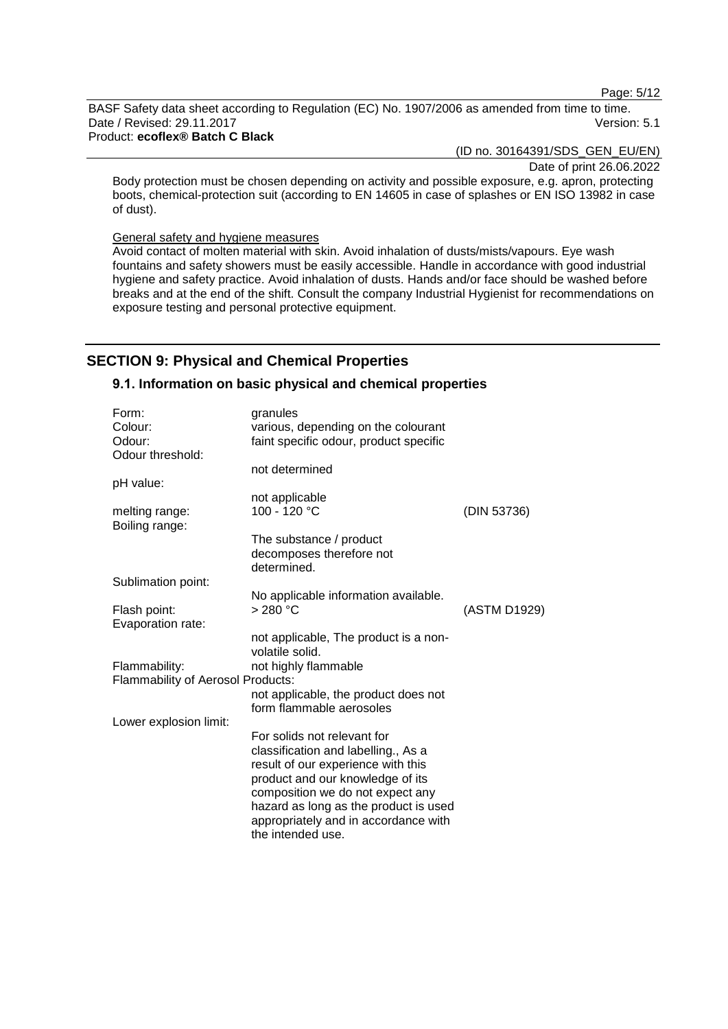Body protection must be chosen depending on activity and possible exposure, e.g. apron, protecting boots, chemical-protection suit (according to EN 14605 in case of splashes or EN ISO 13982 in case of dust).

General safety and hygiene measures

Avoid contact of molten material with skin. Avoid inhalation of dusts/mists/vapours. Eye wash fountains and safety showers must be easily accessible. Handle in accordance with good industrial hygiene and safety practice. Avoid inhalation of dusts. Hands and/or face should be washed before breaks and at the end of the shift. Consult the company Industrial Hygienist for recommendations on exposure testing and personal protective equipment.

## SECTION 9: Physical and Chemical Properties

### 9.1. Information on basic physical and chemical properties

| | | |
|---|---|---|
| Form: | granules | |
| Colour: | various, depending on the colourant | |
| Odour: | faint specific odour, product specific | |
| Odour threshold: | not determined | |
| pH value: | not applicable | |
| melting range: | 100 - 120 °C | (DIN 53736) |
| Boiling range: | The substance / product decomposes therefore not determined. | |
| Sublimation point: | No applicable information available. | |
| Flash point: | > 280 °C | (ASTM D1929) |
| Evaporation rate: | not applicable, The product is a non-volatile solid. | |
| Flammability: | not highly flammable | |
| Flammability of Aerosol Products: | not applicable, the product does not form flammable aerosoles | |
| Lower explosion limit: | For solids not relevant for classification and labelling., As a result of our experience with this product and our knowledge of its composition we do not expect any hazard as long as the product is used appropriately and in accordance with the intended use. | |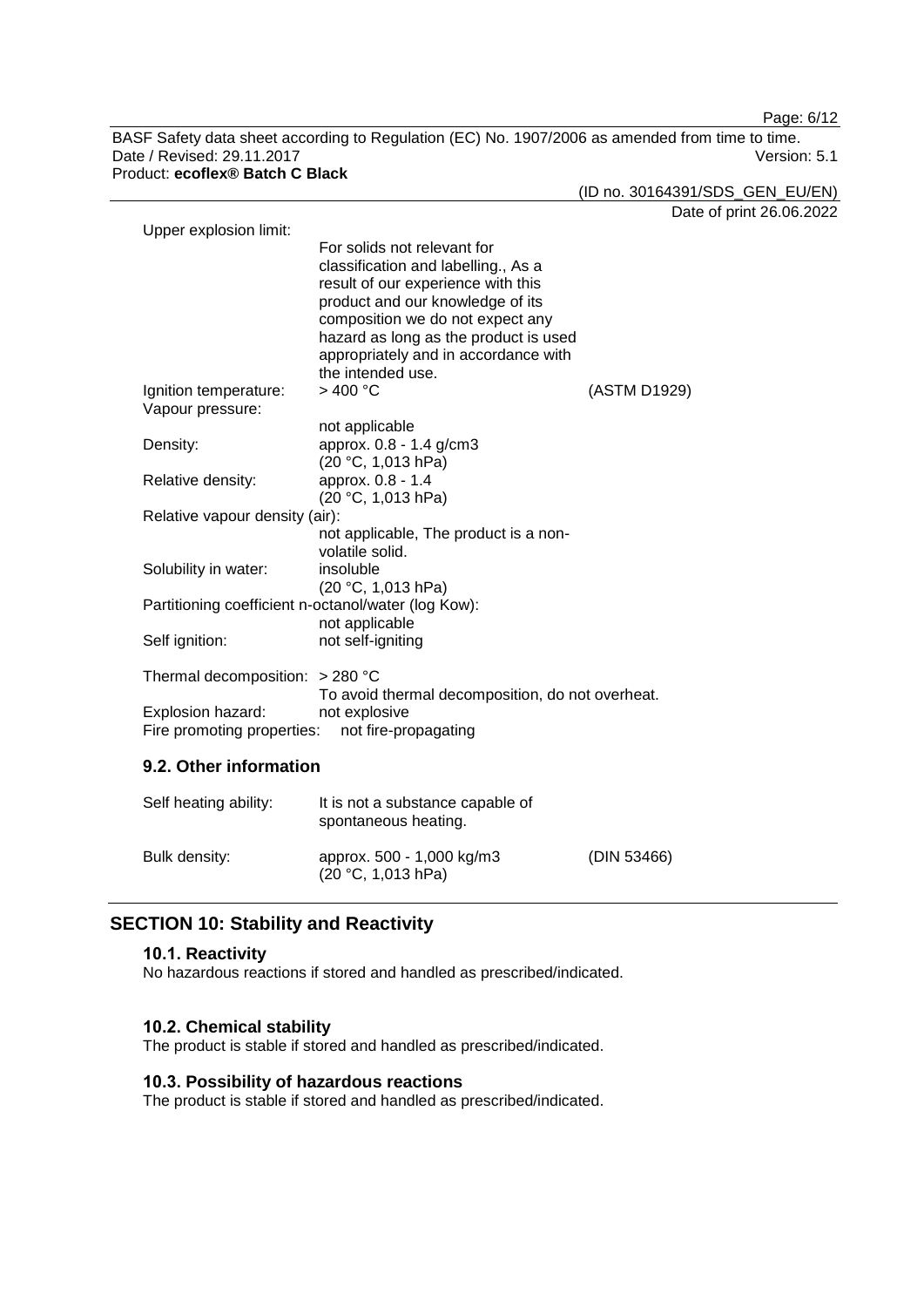| | | |
|---|---|---|
| Upper explosion limit: | For solids not relevant for classification and labelling., As a result of our experience with this product and our knowledge of its composition we do not expect any hazard as long as the product is used appropriately and in accordance with the intended use. | |
| Ignition temperature: | > 400 °C | (ASTM D1929) |
| Vapour pressure: | not applicable | |
| Density: | approx. 0.8 - 1.4 g/cm3 (20 °C, 1,013 hPa) | |
| Relative density: | approx. 0.8 - 1.4 (20 °C, 1,013 hPa) | |
| Relative vapour density (air): | not applicable, The product is a non-volatile solid. | |
| Solubility in water: | insoluble (20 °C, 1,013 hPa) | |
| Partitioning coefficient n-octanol/water (log Kow): | not applicable | |
| Self ignition: | not self-igniting | |
| Thermal decomposition: | > 280 °C To avoid thermal decomposition, do not overheat. | |
| Explosion hazard: | not explosive | |
| Fire promoting properties: | not fire-propagating | |

### 9.2. Other information

| | | |
|---|---|---|
| Self heating ability: | It is not a substance capable of spontaneous heating. | |
| Bulk density: | approx. 500 - 1,000 kg/m3 (20 °C, 1,013 hPa) | (DIN 53466) |

## SECTION 10: Stability and Reactivity

### 10.1. Reactivity

No hazardous reactions if stored and handled as prescribed/indicated.

### 10.2. Chemical stability

The product is stable if stored and handled as prescribed/indicated.

### 10.3. Possibility of hazardous reactions

The product is stable if stored and handled as prescribed/indicated.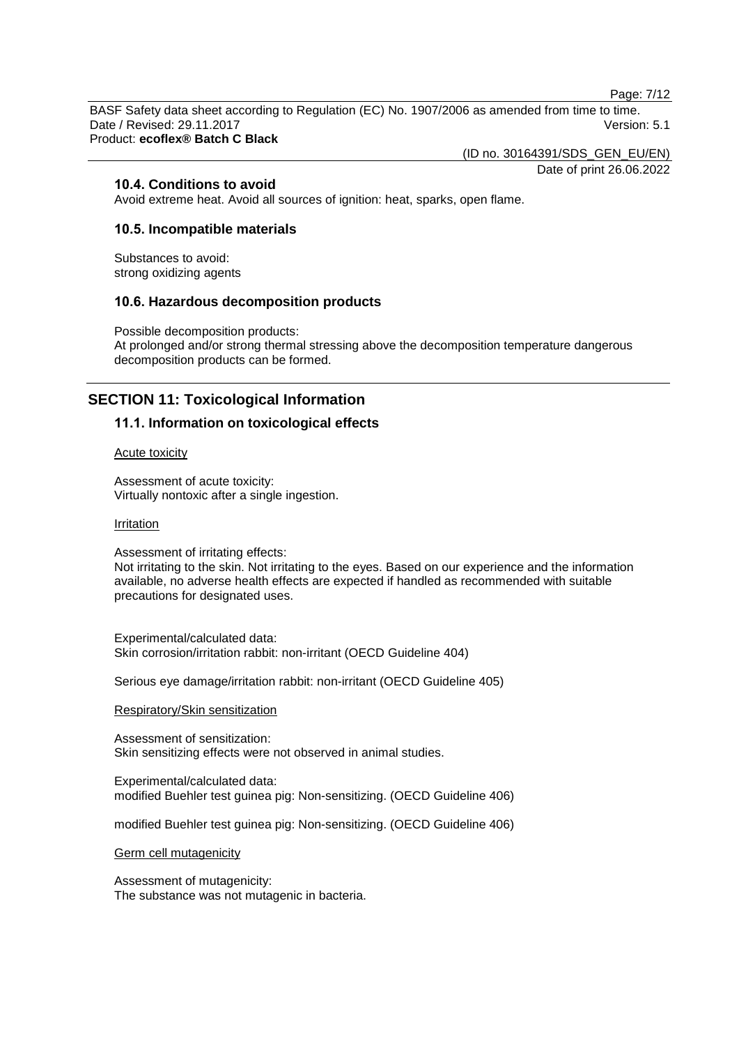### 10.4. Conditions to avoid

Avoid extreme heat. Avoid all sources of ignition: heat, sparks, open flame.

### 10.5. Incompatible materials

Substances to avoid:
strong oxidizing agents

### 10.6. Hazardous decomposition products

Possible decomposition products:
At prolonged and/or strong thermal stressing above the decomposition temperature dangerous decomposition products can be formed.

## SECTION 11: Toxicological Information

### 11.1. Information on toxicological effects

Acute toxicity

Assessment of acute toxicity:
Virtually nontoxic after a single ingestion.

Irritation

Assessment of irritating effects:
Not irritating to the skin. Not irritating to the eyes. Based on our experience and the information available, no adverse health effects are expected if handled as recommended with suitable precautions for designated uses.

Experimental/calculated data:
Skin corrosion/irritation rabbit: non-irritant (OECD Guideline 404)

Serious eye damage/irritation rabbit: non-irritant (OECD Guideline 405)

Respiratory/Skin sensitization

Assessment of sensitization:
Skin sensitizing effects were not observed in animal studies.

Experimental/calculated data:
modified Buehler test guinea pig: Non-sensitizing. (OECD Guideline 406)

modified Buehler test guinea pig: Non-sensitizing. (OECD Guideline 406)

Germ cell mutagenicity

Assessment of mutagenicity:
The substance was not mutagenic in bacteria.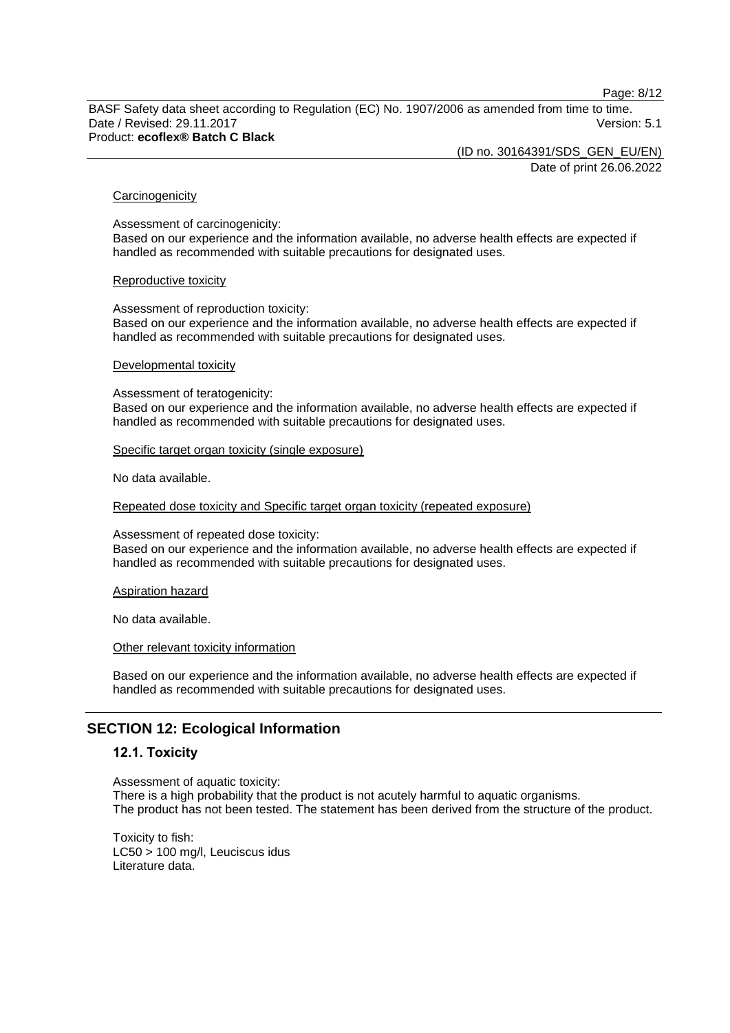Carcinogenicity

Assessment of carcinogenicity:
Based on our experience and the information available, no adverse health effects are expected if handled as recommended with suitable precautions for designated uses.

Reproductive toxicity

Assessment of reproduction toxicity:
Based on our experience and the information available, no adverse health effects are expected if handled as recommended with suitable precautions for designated uses.

Developmental toxicity

Assessment of teratogenicity:
Based on our experience and the information available, no adverse health effects are expected if handled as recommended with suitable precautions for designated uses.

Specific target organ toxicity (single exposure)

No data available.

Repeated dose toxicity and Specific target organ toxicity (repeated exposure)

Assessment of repeated dose toxicity:
Based on our experience and the information available, no adverse health effects are expected if handled as recommended with suitable precautions for designated uses.

Aspiration hazard

No data available.

Other relevant toxicity information

Based on our experience and the information available, no adverse health effects are expected if handled as recommended with suitable precautions for designated uses.

## SECTION 12: Ecological Information

### 12.1. Toxicity

Assessment of aquatic toxicity:
There is a high probability that the product is not acutely harmful to aquatic organisms.
The product has not been tested. The statement has been derived from the structure of the product.

Toxicity to fish:
LC50 > 100 mg/l, Leuciscus idus
Literature data.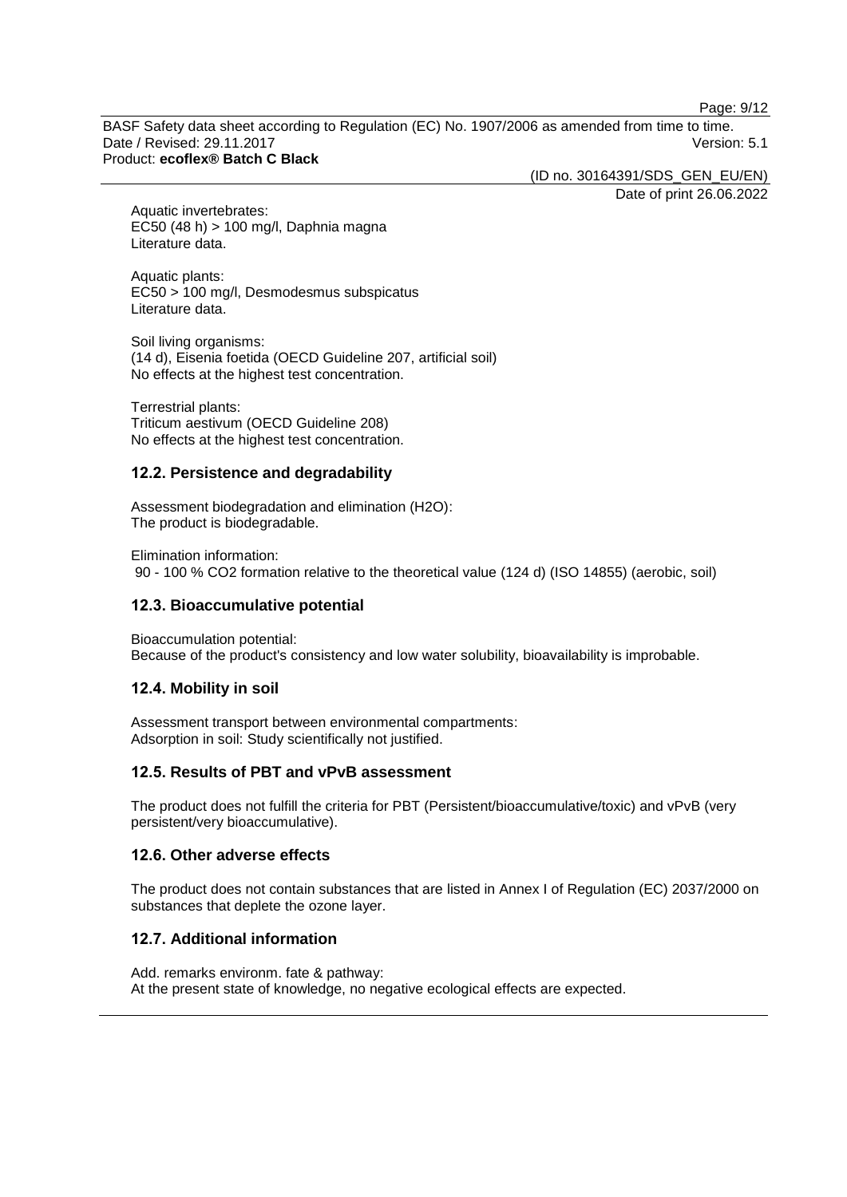Aquatic invertebrates:
EC50 (48 h) > 100 mg/l, Daphnia magna
Literature data.

Aquatic plants:
EC50 > 100 mg/l, Desmodesmus subspicatus
Literature data.

Soil living organisms:
(14 d), Eisenia foetida (OECD Guideline 207, artificial soil)
No effects at the highest test concentration.

Terrestrial plants:
Triticum aestivum (OECD Guideline 208)
No effects at the highest test concentration.

## 12.2. Persistence and degradability

Assessment biodegradation and elimination ($H_2O$):
The product is biodegradable.

Elimination information:
90 - 100 % $CO_2$ formation relative to the theoretical value (124 d) (ISO 14855) (aerobic, soil)

## 12.3. Bioaccumulative potential

Bioaccumulation potential:
Because of the product's consistency and low water solubility, bioavailability is improbable.

## 12.4. Mobility in soil

Assessment transport between environmental compartments:
Adsorption in soil: Study scientifically not justified.

## 12.5. Results of PBT and vPvB assessment

The product does not fulfill the criteria for PBT (Persistent/bioaccumulative/toxic) and vPvB (very persistent/very bioaccumulative).

## 12.6. Other adverse effects

The product does not contain substances that are listed in Annex I of Regulation (EC) 2037/2000 on substances that deplete the ozone layer.

## 12.7. Additional information

Add. remarks environm. fate & pathway:
At the present state of knowledge, no negative ecological effects are expected.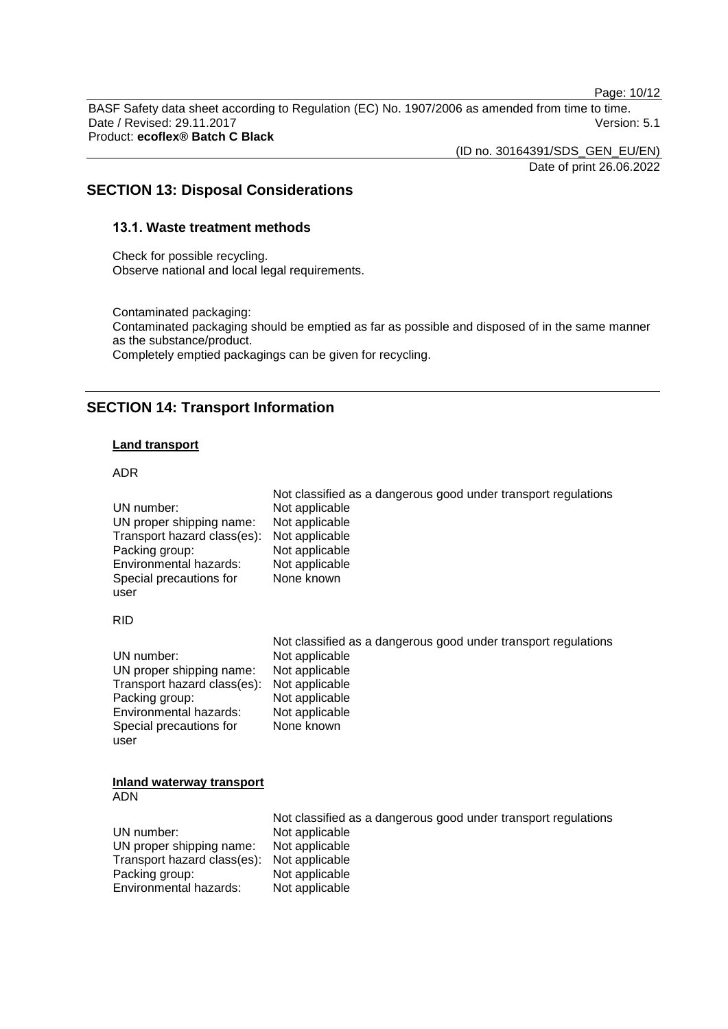## SECTION 13: Disposal Considerations

### 13.1. Waste treatment methods

Check for possible recycling.
Observe national and local legal requirements.

Contaminated packaging:
Contaminated packaging should be emptied as far as possible and disposed of in the same manner as the substance/product.
Completely emptied packagings can be given for recycling.

## SECTION 14: Transport Information

**Land transport**

ADR

| | Not classified as a dangerous good under transport regulations |
|---|---|
| UN number: | Not applicable |
| UN proper shipping name: | Not applicable |
| Transport hazard class(es): | Not applicable |
| Packing group: | Not applicable |
| Environmental hazards: | Not applicable |
| Special precautions for user | None known |

RID

| | Not classified as a dangerous good under transport regulations |
|---|---|
| UN number: | Not applicable |
| UN proper shipping name: | Not applicable |
| Transport hazard class(es): | Not applicable |
| Packing group: | Not applicable |
| Environmental hazards: | Not applicable |
| Special precautions for user | None known |

**Inland waterway transport**
ADN

| | Not classified as a dangerous good under transport regulations |
|---|---|
| UN number: | Not applicable |
| UN proper shipping name: | Not applicable |
| Transport hazard class(es): | Not applicable |
| Packing group: | Not applicable |
| Environmental hazards: | Not applicable |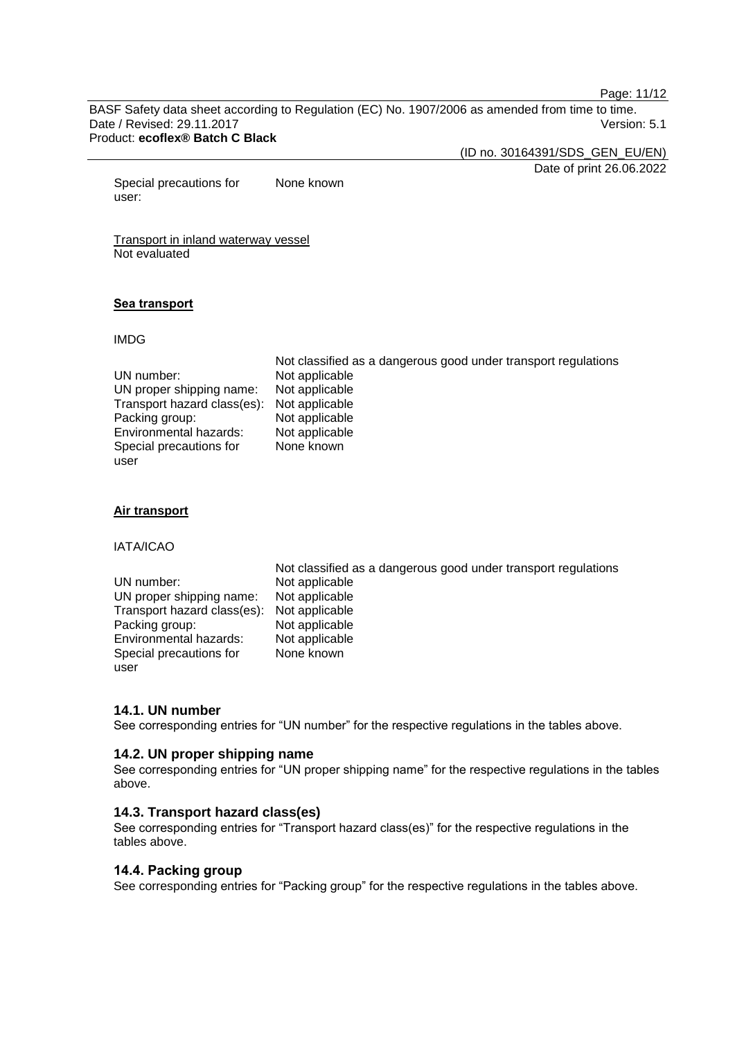Special precautions for user: None known

Transport in inland waterway vessel
Not evaluated

**Sea transport**

IMDG

Not classified as a dangerous good under transport regulations

| | |
|---|---|
| UN number: | Not applicable |
| UN proper shipping name: | Not applicable |
| Transport hazard class(es): | Not applicable |
| Packing group: | Not applicable |
| Environmental hazards: | Not applicable |
| Special precautions for user | None known |

**Air transport**

IATA/ICAO

Not classified as a dangerous good under transport regulations

| | |
|---|---|
| UN number: | Not applicable |
| UN proper shipping name: | Not applicable |
| Transport hazard class(es): | Not applicable |
| Packing group: | Not applicable |
| Environmental hazards: | Not applicable |
| Special precautions for user | None known |

### 14.1. UN number

See corresponding entries for “UN number” for the respective regulations in the tables above.

### 14.2. UN proper shipping name

See corresponding entries for “UN proper shipping name” for the respective regulations in the tables above.

### 14.3. Transport hazard class(es)

See corresponding entries for “Transport hazard class(es)” for the respective regulations in the tables above.

### 14.4. Packing group

See corresponding entries for “Packing group” for the respective regulations in the tables above.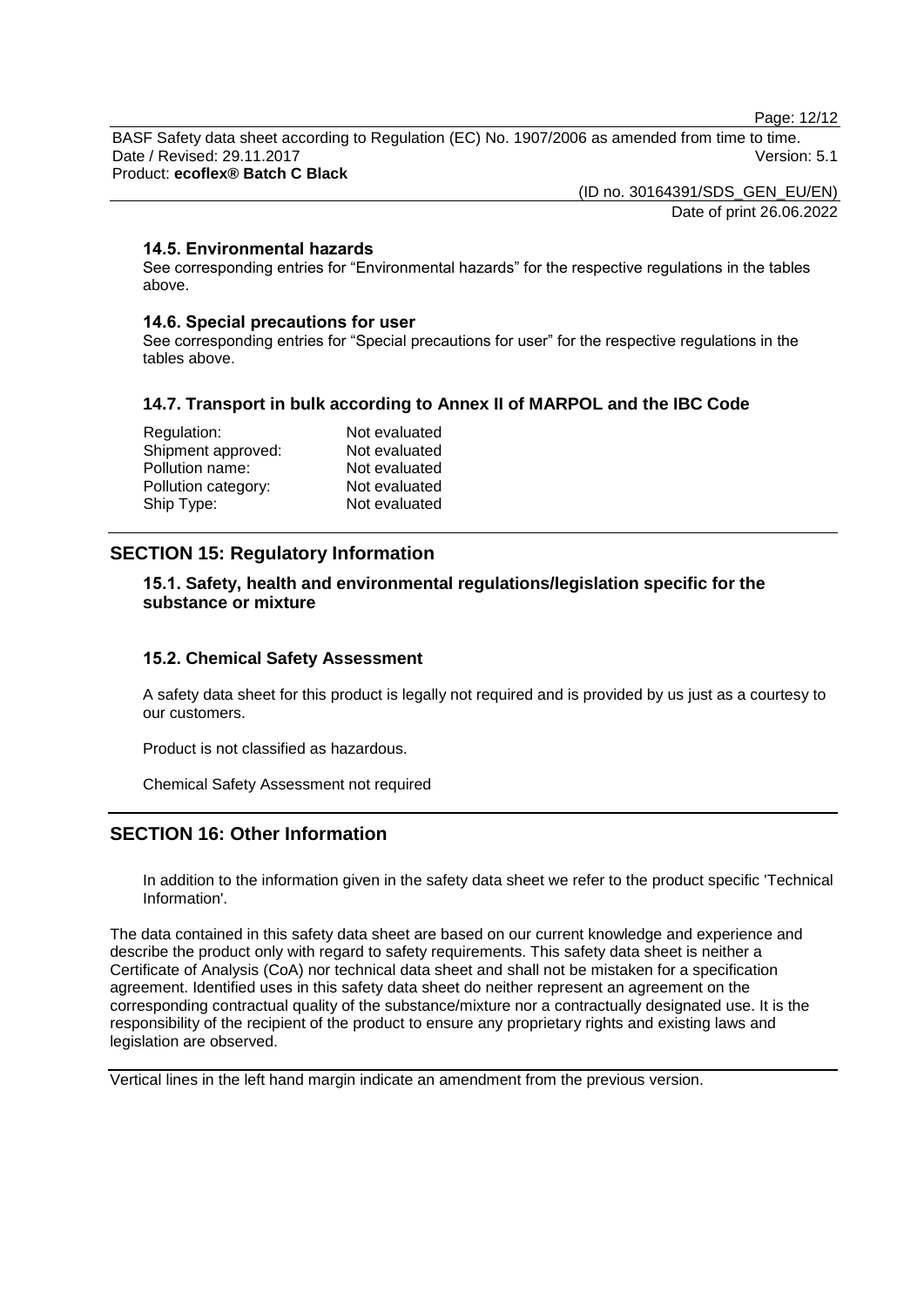### 14.5. Environmental hazards

See corresponding entries for "Environmental hazards" for the respective regulations in the tables above.

### 14.6. Special precautions for user

See corresponding entries for "Special precautions for user" for the respective regulations in the tables above.

### 14.7. Transport in bulk according to Annex II of MARPOL and the IBC Code

| | |
|---|---|
| Regulation: | Not evaluated |
| Shipment approved: | Not evaluated |
| Pollution name: | Not evaluated |
| Pollution category: | Not evaluated |
| Ship Type: | Not evaluated |

## SECTION 15: Regulatory Information

### 15.1. Safety, health and environmental regulations/legislation specific for the substance or mixture

### 15.2. Chemical Safety Assessment

A safety data sheet for this product is legally not required and is provided by us just as a courtesy to our customers.

Product is not classified as hazardous.

Chemical Safety Assessment not required

## SECTION 16: Other Information

In addition to the information given in the safety data sheet we refer to the product specific 'Technical Information'.

The data contained in this safety data sheet are based on our current knowledge and experience and describe the product only with regard to safety requirements. This safety data sheet is neither a Certificate of Analysis (CoA) nor technical data sheet and shall not be mistaken for a specification agreement. Identified uses in this safety data sheet do neither represent an agreement on the corresponding contractual quality of the substance/mixture nor a contractually designated use. It is the responsibility of the recipient of the product to ensure any proprietary rights and existing laws and legislation are observed.

Vertical lines in the left hand margin indicate an amendment from the previous version.